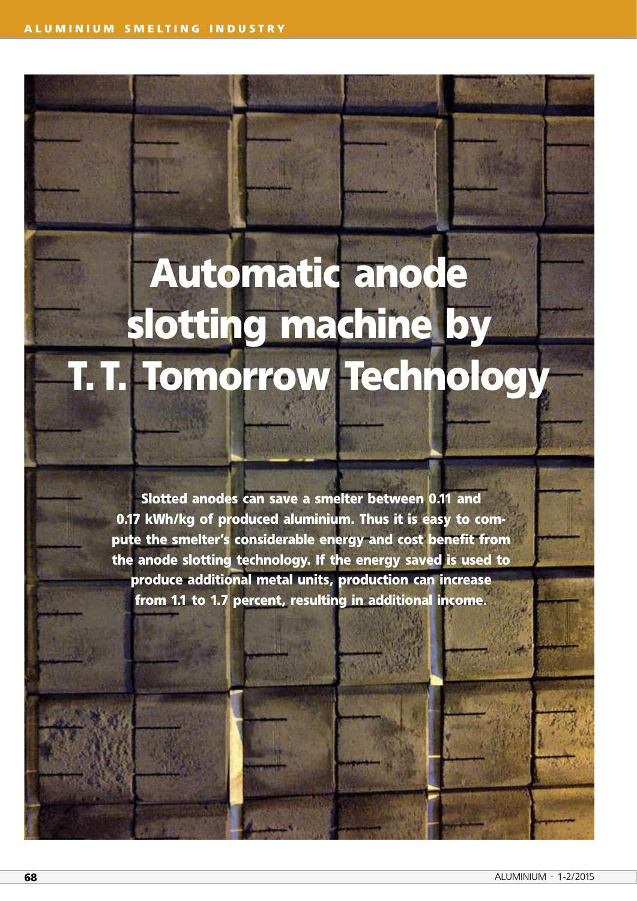# Automatic anode slotting machine by T. T. Tomorrow Technology

**Slotted anodes can save a smelter between 0.11 and 0.17 kWh/kg of produced aluminium. Thus it is easy to compute the smelter's considerable energy and cost benefit from the anode slotting technology. If the energy saved is used to produce additional metal units, production can increase from 1.1 to 1.7 percent, resulting in additional income.**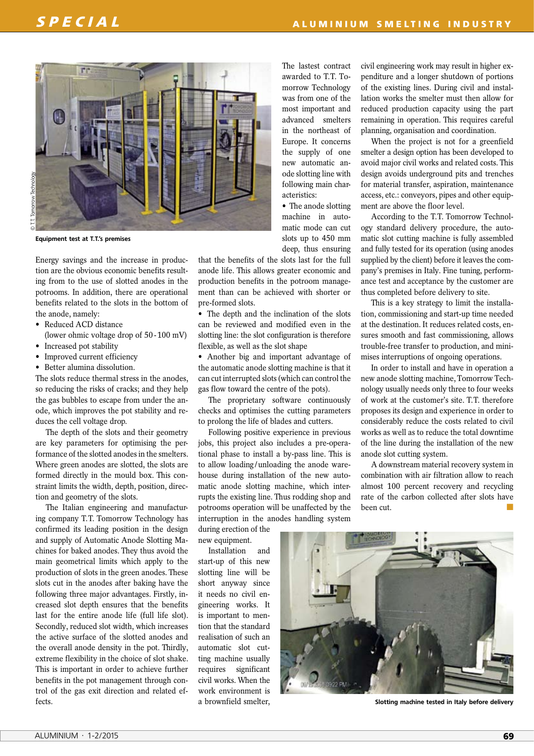Equipment test at T.T.'s premises

Energy savings and the increase in production are the obvious economic benefits resulting from to the use of slotted anodes in the potrooms. In addition, there are operational benefits related to the slots in the bottom of the anode, namely:

- Reduced ACD distance
  (lower ohmic voltage drop of 50-100 mV)
- Increased pot stability
- Improved current efficiency
- Better alumina dissolution.

The slots reduce thermal stress in the anodes, so reducing the risks of cracks; and they help the gas bubbles to escape from under the anode, which improves the pot stability and reduces the cell voltage drop.

The depth of the slots and their geometry are key parameters for optimising the performance of the slotted anodes in the smelters. Where green anodes are slotted, the slots are formed directly in the mould box. This constraint limits the width, depth, position, direction and geometry of the slots.

The Italian engineering and manufacturing company T.T. Tomorrow Technology has confirmed its leading position in the design and supply of Automatic Anode Slotting Machines for baked anodes. They thus avoid the main geometrical limits which apply to the production of slots in the green anodes. These slots cut in the anodes after baking have the following three major advantages. Firstly, increased slot depth ensures that the benefits last for the entire anode life (full life slot). Secondly, reduced slot width, which increases the active surface of the slotted anodes and the overall anode density in the pot. Thirdly, extreme flexibility in the choice of slot shake. This is important in order to achieve further benefits in the pot management through control of the gas exit direction and related effects.

The lastest contract awarded to T.T. Tomorrow Technology was from one of the most important and advanced smelters in the northeast of Europe. It concerns the supply of one new automatic anode slotting line with following main characteristics:

- The anode slotting machine in automatic mode can cut slots up to 450 mm deep, thus ensuring that the benefits of the slots last for the full anode life. This allows greater economic and production benefits in the potroom management than can be achieved with shorter or pre-formed slots.
- The depth and the inclination of the slots can be reviewed and modified even in the slotting line: the slot configuration is therefore flexible, as well as the slot shape
- Another big and important advantage of the automatic anode slotting machine is that it can cut interrupted slots (which can control the gas flow toward the centre of the pots).

The proprietary software continuously checks and optimises the cutting parameters to prolong the life of blades and cutters.

Following positive experience in previous jobs, this project also includes a pre-operational phase to install a by-pass line. This is to allow loading/unloading the anode warehouse during installation of the new automatic anode slotting machine, which interrupts the existing line. Thus rodding shop and potrooms operation will be unaffected by the interruption in the anodes handling system during erection of the new equipment.

Installation and start-up of this new slotting line will be short anyway since it needs no civil engineering works. It is important to mention that the standard realisation of such an automatic slot cutting machine usually requires significant civil works. When the work environment is a brownfield smelter, civil engineering work may result in higher expenditure and a longer shutdown of portions of the existing lines. During civil and installation works the smelter must then allow for reduced production capacity using the part remaining in operation. This requires careful planning, organisation and coordination.

When the project is not for a greenfield smelter a design option has been developed to avoid major civil works and related costs. This design avoids underground pits and trenches for material transfer, aspiration, maintenance access, etc.: conveyors, pipes and other equipment are above the floor level.

According to the T.T. Tomorrow Technology standard delivery procedure, the automatic slot cutting machine is fully assembled and fully tested for its operation (using anodes supplied by the client) before it leaves the company's premises in Italy. Fine tuning, performance test and acceptance by the customer are thus completed before delivery to site.

This is a key strategy to limit the installation, commissioning and start-up time needed at the destination. It reduces related costs, ensures smooth and fast commissioning, allows trouble-free transfer to production, and minimises interruptions of ongoing operations.

In order to install and have in operation a new anode slotting machine, Tomorrow Technology usually needs only three to four weeks of work at the customer's site. T.T. therefore proposes its design and experience in order to considerably reduce the costs related to civil works as well as to reduce the total downtime of the line during the installation of the new anode slot cutting system.

A downstream material recovery system in combination with air filtration allow to reach almost 100 percent recovery and recycling rate of the carbon collected after slots have been cut.

Slotting machine tested in Italy before delivery